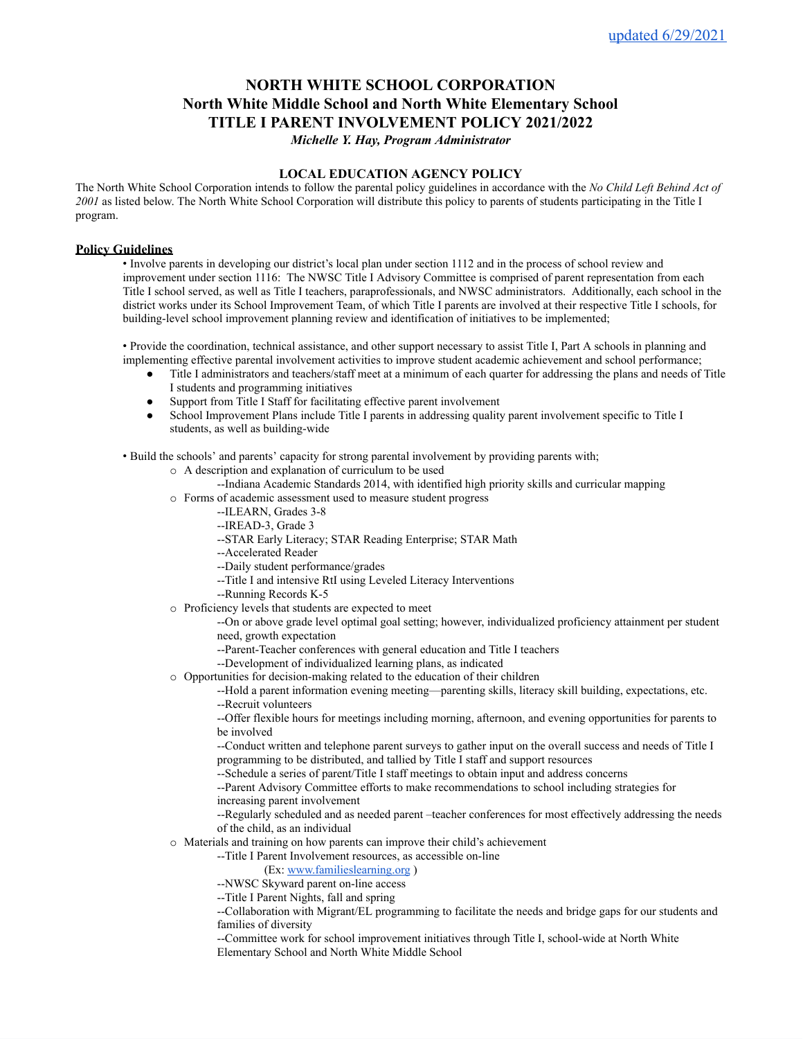updated 6/29/2021

# NORTH WHITE SCHOOL CORPORATION
# North White Middle School and North White Elementary School
# TITLE I PARENT INVOLVEMENT POLICY 2021/2022

***Michelle Y. Hay, Program Administrator***

## LOCAL EDUCATION AGENCY POLICY

The North White School Corporation intends to follow the parental policy guidelines in accordance with the *No Child Left Behind Act of 2001* as listed below. The North White School Corporation will distribute this policy to parents of students participating in the Title I program.

### Policy Guidelines

• Involve parents in developing our district's local plan under section 1112 and in the process of school review and improvement under section 1116: The NWSC Title I Advisory Committee is comprised of parent representation from each Title I school served, as well as Title I teachers, paraprofessionals, and NWSC administrators. Additionally, each school in the district works under its School Improvement Team, of which Title I parents are involved at their respective Title I schools, for building-level school improvement planning review and identification of initiatives to be implemented;

• Provide the coordination, technical assistance, and other support necessary to assist Title I, Part A schools in planning and implementing effective parental involvement activities to improve student academic achievement and school performance;

- Title I administrators and teachers/staff meet at a minimum of each quarter for addressing the plans and needs of Title I students and programming initiatives
- Support from Title I Staff for facilitating effective parent involvement
- School Improvement Plans include Title I parents in addressing quality parent involvement specific to Title I students, as well as building-wide

• Build the schools' and parents' capacity for strong parental involvement by providing parents with;

- A description and explanation of curriculum to be used
  - --Indiana Academic Standards 2014, with identified high priority skills and curricular mapping
- Forms of academic assessment used to measure student progress
  - --ILEARN, Grades 3-8
  - --IREAD-3, Grade 3
  - --STAR Early Literacy; STAR Reading Enterprise; STAR Math
  - --Accelerated Reader
  - --Daily student performance/grades
  - --Title I and intensive RtI using Leveled Literacy Interventions
  - --Running Records K-5
- Proficiency levels that students are expected to meet
  - --On or above grade level optimal goal setting; however, individualized proficiency attainment per student need, growth expectation
  - --Parent-Teacher conferences with general education and Title I teachers
  - --Development of individualized learning plans, as indicated
- Opportunities for decision-making related to the education of their children
  - --Hold a parent information evening meeting—parenting skills, literacy skill building, expectations, etc.
  - --Recruit volunteers
  - --Offer flexible hours for meetings including morning, afternoon, and evening opportunities for parents to be involved
  - --Conduct written and telephone parent surveys to gather input on the overall success and needs of Title I programming to be distributed, and tallied by Title I staff and support resources
  - --Schedule a series of parent/Title I staff meetings to obtain input and address concerns
  - --Parent Advisory Committee efforts to make recommendations to school including strategies for increasing parent involvement
  - --Regularly scheduled and as needed parent –teacher conferences for most effectively addressing the needs of the child, as an individual
- Materials and training on how parents can improve their child's achievement
  - --Title I Parent Involvement resources, as accessible on-line
    - (Ex: www.familieslearning.org )
  - --NWSC Skyward parent on-line access
  - --Title I Parent Nights, fall and spring
  - --Collaboration with Migrant/EL programming to facilitate the needs and bridge gaps for our students and families of diversity
  - --Committee work for school improvement initiatives through Title I, school-wide at North White Elementary School and North White Middle School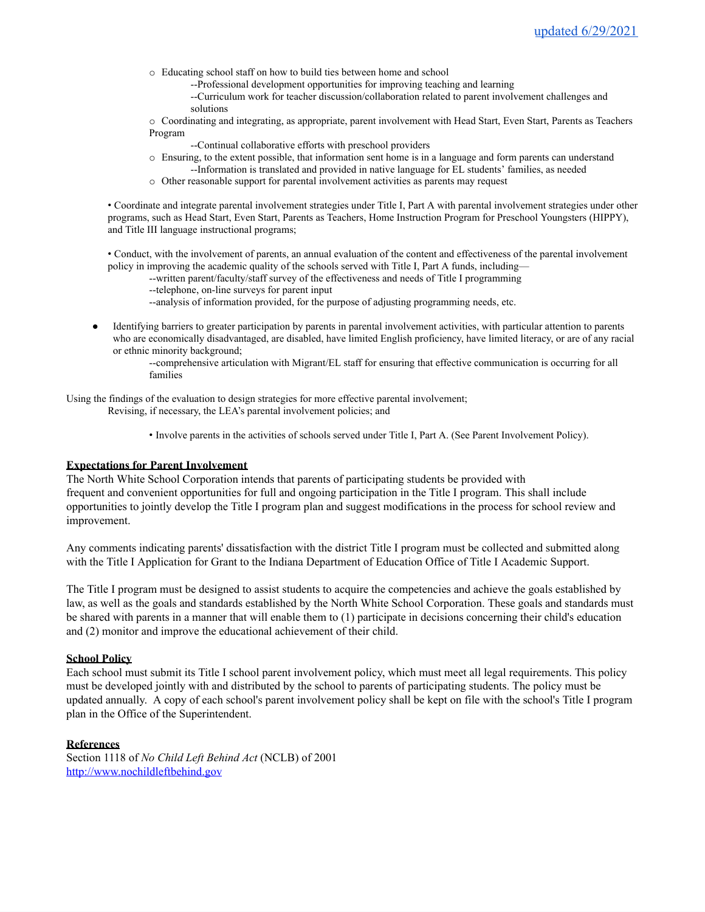- Educating school staff on how to build ties between home and school
  - --Professional development opportunities for improving teaching and learning
  - --Curriculum work for teacher discussion/collaboration related to parent involvement challenges and solutions
- Coordinating and integrating, as appropriate, parent involvement with Head Start, Even Start, Parents as Teachers Program
  - --Continual collaborative efforts with preschool providers
- Ensuring, to the extent possible, that information sent home is in a language and form parents can understand
  - --Information is translated and provided in native language for EL students' families, as needed
- Other reasonable support for parental involvement activities as parents may request

• Coordinate and integrate parental involvement strategies under Title I, Part A with parental involvement strategies under other programs, such as Head Start, Even Start, Parents as Teachers, Home Instruction Program for Preschool Youngsters (HIPPY), and Title III language instructional programs;

• Conduct, with the involvement of parents, an annual evaluation of the content and effectiveness of the parental involvement policy in improving the academic quality of the schools served with Title I, Part A funds, including—

--written parent/faculty/staff survey of the effectiveness and needs of Title I programming
--telephone, on-line surveys for parent input
--analysis of information provided, for the purpose of adjusting programming needs, etc.

- Identifying barriers to greater participation by parents in parental involvement activities, with particular attention to parents who are economically disadvantaged, are disabled, have limited English proficiency, have limited literacy, or are of any racial or ethnic minority background;
  - --comprehensive articulation with Migrant/EL staff for ensuring that effective communication is occurring for all families

Using the findings of the evaluation to design strategies for more effective parental involvement;
Revising, if necessary, the LEA's parental involvement policies; and

• Involve parents in the activities of schools served under Title I, Part A. (See Parent Involvement Policy).

**Expectations for Parent Involvement**

The North White School Corporation intends that parents of participating students be provided with frequent and convenient opportunities for full and ongoing participation in the Title I program. This shall include opportunities to jointly develop the Title I program plan and suggest modifications in the process for school review and improvement.

Any comments indicating parents' dissatisfaction with the district Title I program must be collected and submitted along with the Title I Application for Grant to the Indiana Department of Education Office of Title I Academic Support.

The Title I program must be designed to assist students to acquire the competencies and achieve the goals established by law, as well as the goals and standards established by the North White School Corporation. These goals and standards must be shared with parents in a manner that will enable them to (1) participate in decisions concerning their child's education and (2) monitor and improve the educational achievement of their child.

**School Policy**

Each school must submit its Title I school parent involvement policy, which must meet all legal requirements. This policy must be developed jointly with and distributed by the school to parents of participating students. The policy must be updated annually. A copy of each school's parent involvement policy shall be kept on file with the school's Title I program plan in the Office of the Superintendent.

**References**

Section 1118 of *No Child Left Behind Act* (NCLB) of 2001
http://www.nochildleftbehind.gov